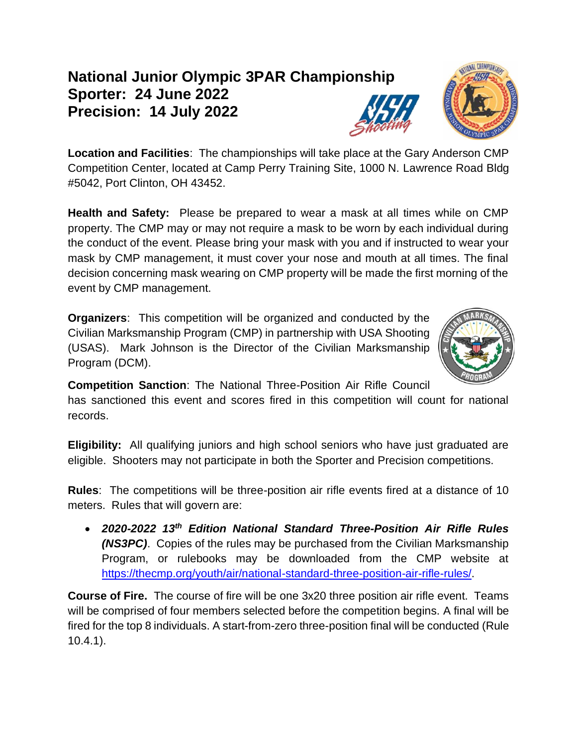# National Junior Olympic 3PAR Championship
# Sporter: 24 June 2022
# Precision: 14 July 2022

**Location and Facilities**: The championships will take place at the Gary Anderson CMP Competition Center, located at Camp Perry Training Site, 1000 N. Lawrence Road Bldg #5042, Port Clinton, OH 43452.

**Health and Safety:** Please be prepared to wear a mask at all times while on CMP property. The CMP may or may not require a mask to be worn by each individual during the conduct of the event. Please bring your mask with you and if instructed to wear your mask by CMP management, it must cover your nose and mouth at all times. The final decision concerning mask wearing on CMP property will be made the first morning of the event by CMP management.

**Organizers**: This competition will be organized and conducted by the Civilian Marksmanship Program (CMP) in partnership with USA Shooting (USAS). Mark Johnson is the Director of the Civilian Marksmanship Program (DCM).

**Competition Sanction**: The National Three-Position Air Rifle Council has sanctioned this event and scores fired in this competition will count for national records.

**Eligibility:** All qualifying juniors and high school seniors who have just graduated are eligible. Shooters may not participate in both the Sporter and Precision competitions.

**Rules**: The competitions will be three-position air rifle events fired at a distance of 10 meters. Rules that will govern are:

- ***2020-2022 13th Edition National Standard Three-Position Air Rifle Rules (NS3PC)***. Copies of the rules may be purchased from the Civilian Marksmanship Program, or rulebooks may be downloaded from the CMP website at https://thecmp.org/youth/air/national-standard-three-position-air-rifle-rules/.

**Course of Fire.** The course of fire will be one 3x20 three position air rifle event. Teams will be comprised of four members selected before the competition begins. A final will be fired for the top 8 individuals. A start-from-zero three-position final will be conducted (Rule 10.4.1).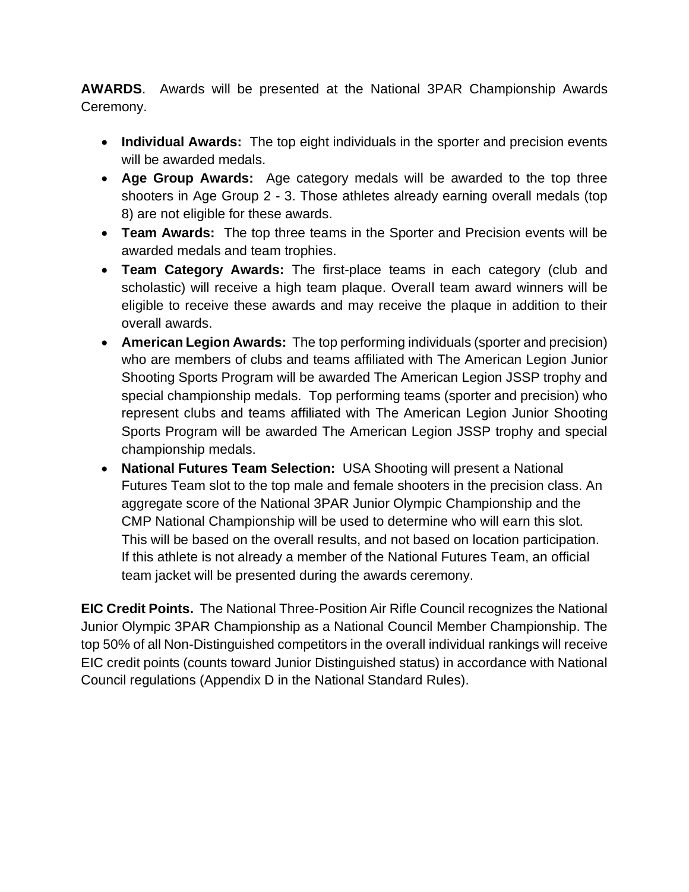**AWARDS**. Awards will be presented at the National 3PAR Championship Awards Ceremony.

- **Individual Awards:** The top eight individuals in the sporter and precision events will be awarded medals.
- **Age Group Awards:** Age category medals will be awarded to the top three shooters in Age Group 2 - 3. Those athletes already earning overall medals (top 8) are not eligible for these awards.
- **Team Awards:** The top three teams in the Sporter and Precision events will be awarded medals and team trophies.
- **Team Category Awards:** The first-place teams in each category (club and scholastic) will receive a high team plaque. Overall team award winners will be eligible to receive these awards and may receive the plaque in addition to their overall awards.
- **American Legion Awards:** The top performing individuals (sporter and precision) who are members of clubs and teams affiliated with The American Legion Junior Shooting Sports Program will be awarded The American Legion JSSP trophy and special championship medals. Top performing teams (sporter and precision) who represent clubs and teams affiliated with The American Legion Junior Shooting Sports Program will be awarded The American Legion JSSP trophy and special championship medals.
- **National Futures Team Selection:** USA Shooting will present a National Futures Team slot to the top male and female shooters in the precision class. An aggregate score of the National 3PAR Junior Olympic Championship and the CMP National Championship will be used to determine who will earn this slot. This will be based on the overall results, and not based on location participation. If this athlete is not already a member of the National Futures Team, an official team jacket will be presented during the awards ceremony.

**EIC Credit Points.** The National Three-Position Air Rifle Council recognizes the National Junior Olympic 3PAR Championship as a National Council Member Championship. The top 50% of all Non-Distinguished competitors in the overall individual rankings will receive EIC credit points (counts toward Junior Distinguished status) in accordance with National Council regulations (Appendix D in the National Standard Rules).